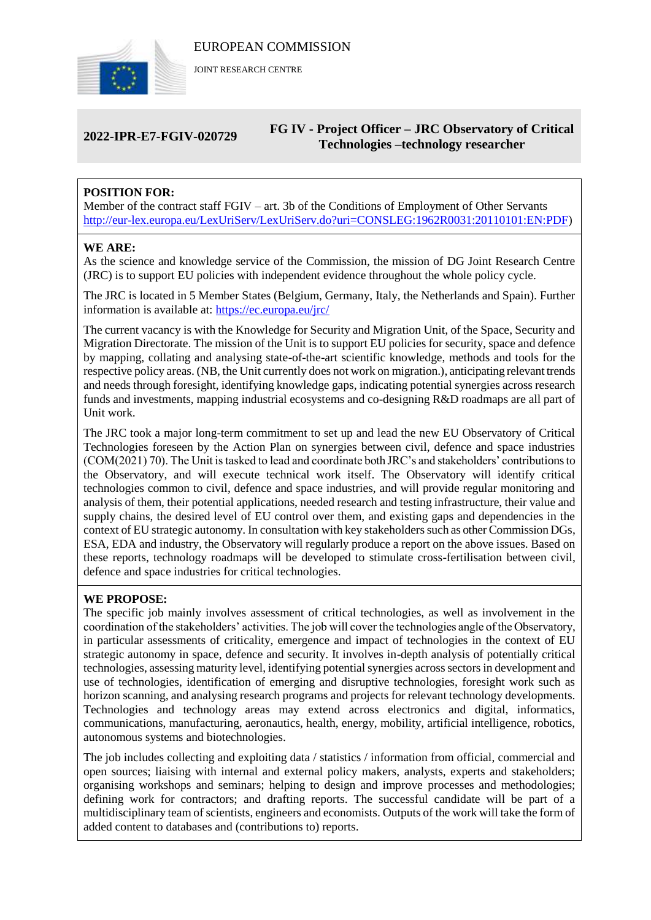EUROPEAN COMMISSION

JOINT RESEARCH CENTRE

## 2022-IPR-E7-FGIV-020729

## FG IV - Project Officer – JRC Observatory of Critical Technologies –technology researcher

**POSITION FOR:**

Member of the contract staff FGIV – art. 3b of the Conditions of Employment of Other Servants http://eur-lex.europa.eu/LexUriServ/LexUriServ.do?uri=CONSLEG:1962R0031:20110101:EN:PDF)

**WE ARE:**

As the science and knowledge service of the Commission, the mission of DG Joint Research Centre (JRC) is to support EU policies with independent evidence throughout the whole policy cycle.

The JRC is located in 5 Member States (Belgium, Germany, Italy, the Netherlands and Spain). Further information is available at: https://ec.europa.eu/jrc/

The current vacancy is with the Knowledge for Security and Migration Unit, of the Space, Security and Migration Directorate. The mission of the Unit is to support EU policies for security, space and defence by mapping, collating and analysing state-of-the-art scientific knowledge, methods and tools for the respective policy areas. (NB, the Unit currently does not work on migration.), anticipating relevant trends and needs through foresight, identifying knowledge gaps, indicating potential synergies across research funds and investments, mapping industrial ecosystems and co-designing R&D roadmaps are all part of Unit work.

The JRC took a major long-term commitment to set up and lead the new EU Observatory of Critical Technologies foreseen by the Action Plan on synergies between civil, defence and space industries (COM(2021) 70). The Unit is tasked to lead and coordinate both JRC's and stakeholders' contributions to the Observatory, and will execute technical work itself. The Observatory will identify critical technologies common to civil, defence and space industries, and will provide regular monitoring and analysis of them, their potential applications, needed research and testing infrastructure, their value and supply chains, the desired level of EU control over them, and existing gaps and dependencies in the context of EU strategic autonomy. In consultation with key stakeholders such as other Commission DGs, ESA, EDA and industry, the Observatory will regularly produce a report on the above issues. Based on these reports, technology roadmaps will be developed to stimulate cross-fertilisation between civil, defence and space industries for critical technologies.

**WE PROPOSE:**

The specific job mainly involves assessment of critical technologies, as well as involvement in the coordination of the stakeholders' activities. The job will cover the technologies angle of the Observatory, in particular assessments of criticality, emergence and impact of technologies in the context of EU strategic autonomy in space, defence and security. It involves in-depth analysis of potentially critical technologies, assessing maturity level, identifying potential synergies across sectors in development and use of technologies, identification of emerging and disruptive technologies, foresight work such as horizon scanning, and analysing research programs and projects for relevant technology developments. Technologies and technology areas may extend across electronics and digital, informatics, communications, manufacturing, aeronautics, health, energy, mobility, artificial intelligence, robotics, autonomous systems and biotechnologies.

The job includes collecting and exploiting data / statistics / information from official, commercial and open sources; liaising with internal and external policy makers, analysts, experts and stakeholders; organising workshops and seminars; helping to design and improve processes and methodologies; defining work for contractors; and drafting reports. The successful candidate will be part of a multidisciplinary team of scientists, engineers and economists. Outputs of the work will take the form of added content to databases and (contributions to) reports.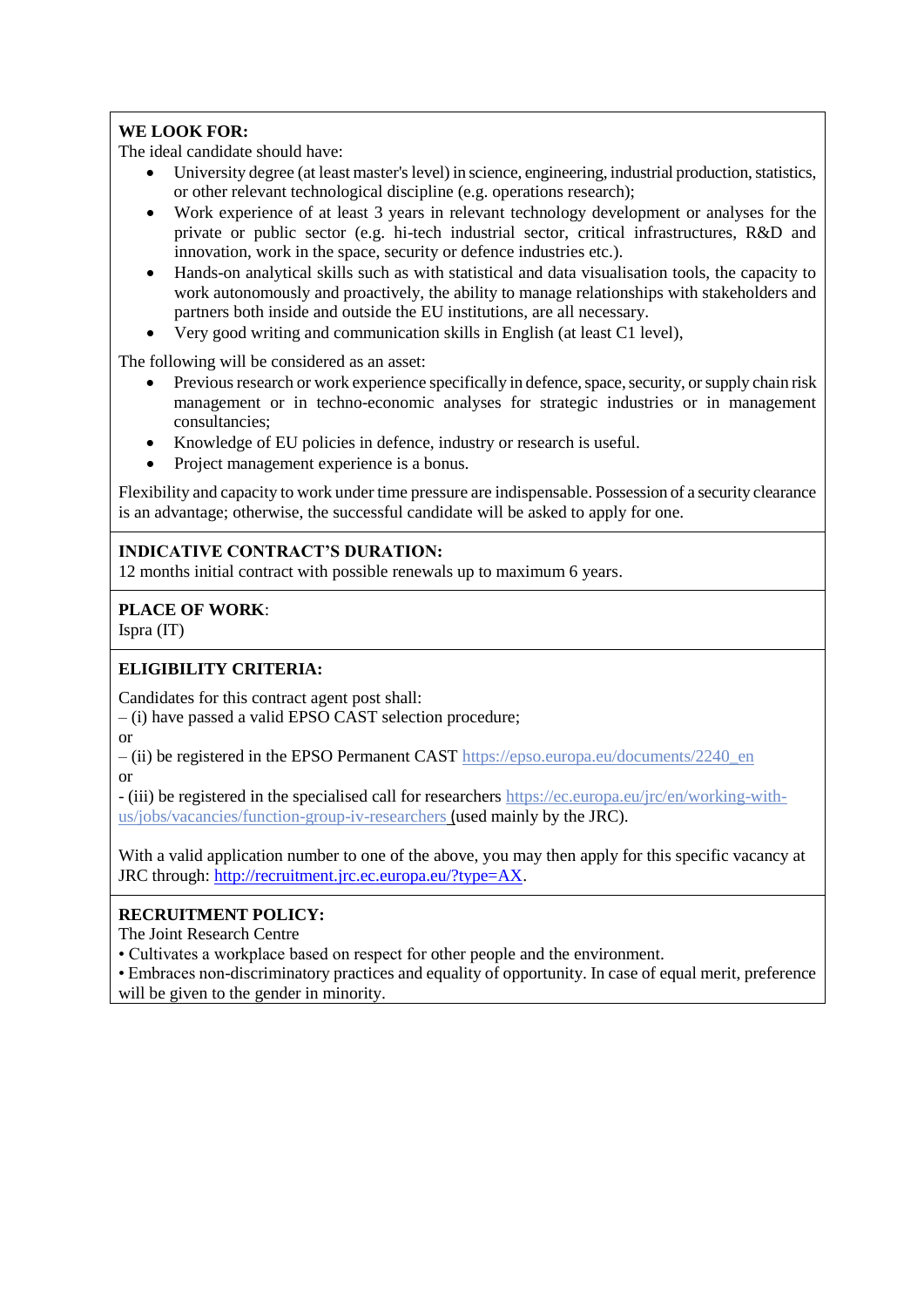**WE LOOK FOR:**

The ideal candidate should have:

- University degree (at least master's level) in science, engineering, industrial production, statistics, or other relevant technological discipline (e.g. operations research);
- Work experience of at least 3 years in relevant technology development or analyses for the private or public sector (e.g. hi-tech industrial sector, critical infrastructures, R&D and innovation, work in the space, security or defence industries etc.).
- Hands-on analytical skills such as with statistical and data visualisation tools, the capacity to work autonomously and proactively, the ability to manage relationships with stakeholders and partners both inside and outside the EU institutions, are all necessary.
- Very good writing and communication skills in English (at least C1 level),

The following will be considered as an asset:

- Previous research or work experience specifically in defence, space, security, or supply chain risk management or in techno-economic analyses for strategic industries or in management consultancies;
- Knowledge of EU policies in defence, industry or research is useful.
- Project management experience is a bonus.

Flexibility and capacity to work under time pressure are indispensable. Possession of a security clearance is an advantage; otherwise, the successful candidate will be asked to apply for one.

**INDICATIVE CONTRACT'S DURATION:**

12 months initial contract with possible renewals up to maximum 6 years.

**PLACE OF WORK**:

Ispra (IT)

**ELIGIBILITY CRITERIA:**

Candidates for this contract agent post shall:

– (i) have passed a valid EPSO CAST selection procedure;

or

– (ii) be registered in the EPSO Permanent CAST https://epso.europa.eu/documents/2240_en

or

- (iii) be registered in the specialised call for researchers https://ec.europa.eu/jrc/en/working-with-us/jobs/vacancies/function-group-iv-researchers (used mainly by the JRC).

With a valid application number to one of the above, you may then apply for this specific vacancy at JRC through: http://recruitment.jrc.ec.europa.eu/?type=AX.

**RECRUITMENT POLICY:**

The Joint Research Centre

• Cultivates a workplace based on respect for other people and the environment.

• Embraces non-discriminatory practices and equality of opportunity. In case of equal merit, preference will be given to the gender in minority.